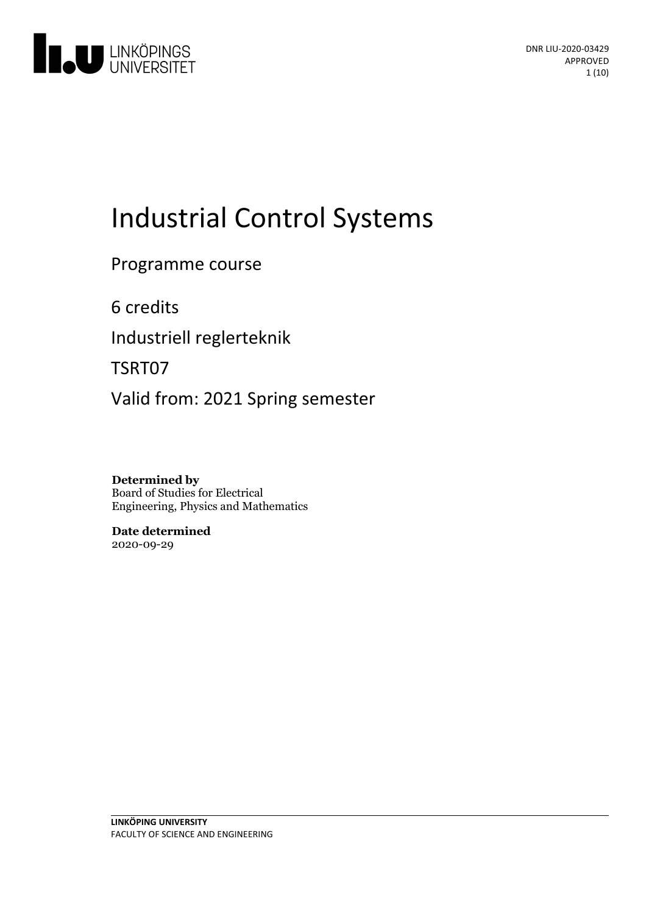# Industrial Control Systems

Programme course

6 credits

Industriell reglerteknik

TSRT07

Valid from: 2021 Spring semester

**Determined by**
Board of Studies for Electrical Engineering, Physics and Mathematics

**Date determined**
2020-09-29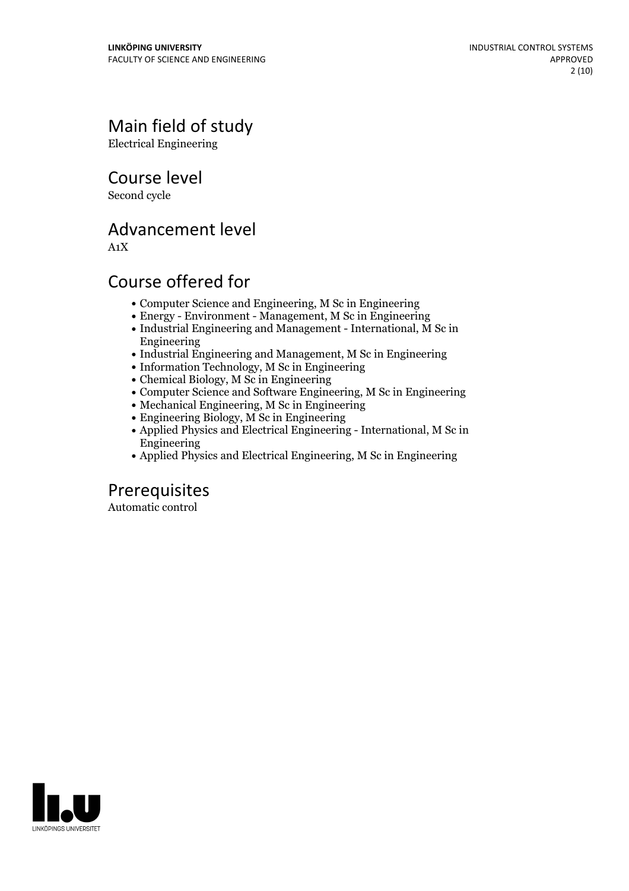## Main field of study

Electrical Engineering

## Course level

Second cycle

## Advancement level

A1X

## Course offered for

- Computer Science and Engineering, M Sc in Engineering
- Energy - Environment - Management, M Sc in Engineering
- Industrial Engineering and Management - International, M Sc in Engineering
- Industrial Engineering and Management, M Sc in Engineering
- Information Technology, M Sc in Engineering
- Chemical Biology, M Sc in Engineering
- Computer Science and Software Engineering, M Sc in Engineering
- Mechanical Engineering, M Sc in Engineering
- Engineering Biology, M Sc in Engineering
- Applied Physics and Electrical Engineering - International, M Sc in Engineering
- Applied Physics and Electrical Engineering, M Sc in Engineering

## Prerequisites

Automatic control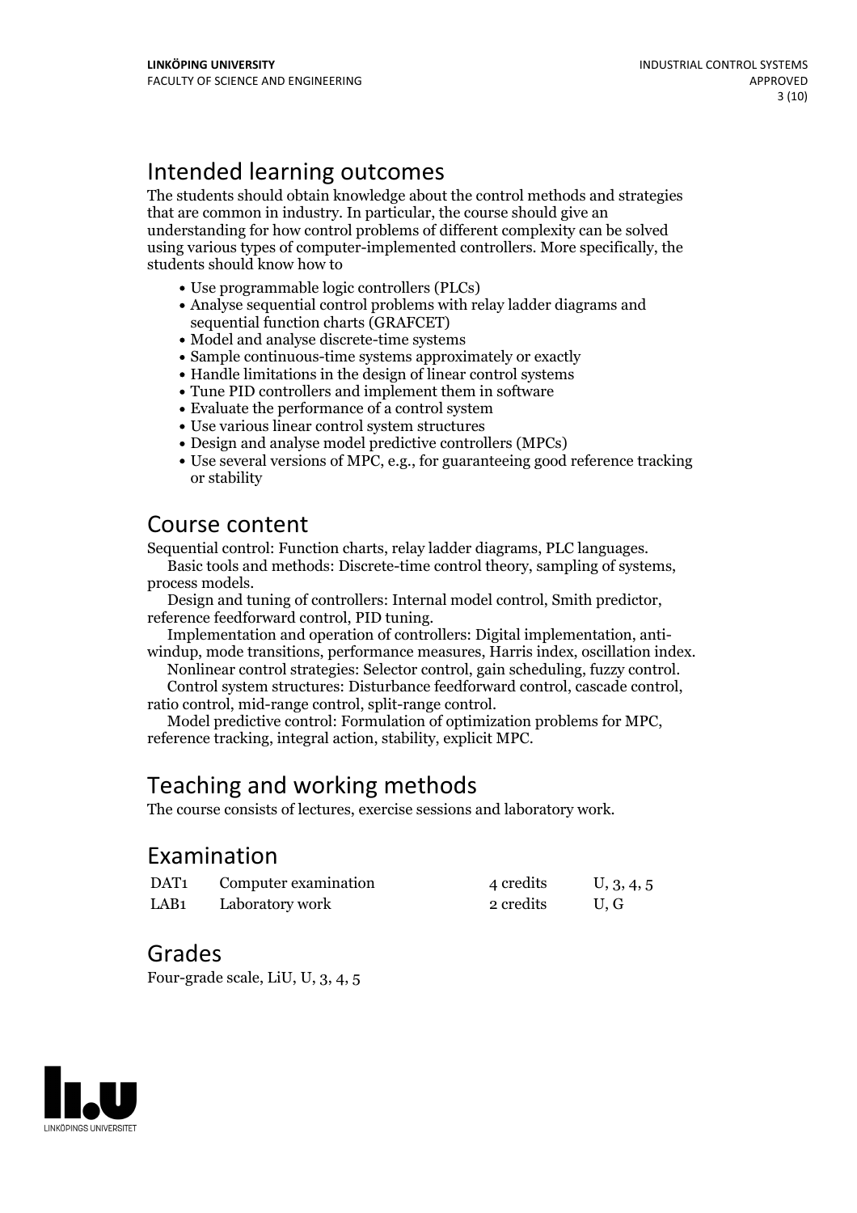## Intended learning outcomes

The students should obtain knowledge about the control methods and strategies that are common in industry. In particular, the course should give an understanding for how control problems of different complexity can be solved using various types of computer-implemented controllers. More specifically, the students should know how to

- Use programmable logic controllers (PLCs)
- Analyse sequential control problems with relay ladder diagrams and sequential function charts (GRAFCET)
- Model and analyse discrete-time systems
- Sample continuous-time systems approximately or exactly
- Handle limitations in the design of linear control systems
- Tune PID controllers and implement them in software
- Evaluate the performance of a control system
- Use various linear control system structures
- Design and analyse model predictive controllers (MPCs)
- Use several versions of MPC, e.g., for guaranteeing good reference tracking or stability

## Course content

Sequential control: Function charts, relay ladder diagrams, PLC languages.

Basic tools and methods: Discrete-time control theory, sampling of systems, process models.

Design and tuning of controllers: Internal model control, Smith predictor, reference feedforward control, PID tuning.

Implementation and operation of controllers: Digital implementation, anti-windup, mode transitions, performance measures, Harris index, oscillation index.

Nonlinear control strategies: Selector control, gain scheduling, fuzzy control.

Control system structures: Disturbance feedforward control, cascade control, ratio control, mid-range control, split-range control.

Model predictive control: Formulation of optimization problems for MPC, reference tracking, integral action, stability, explicit MPC.

## Teaching and working methods

The course consists of lectures, exercise sessions and laboratory work.

## Examination

| | | | |
|---|---|---|---|
| DAT1 | Computer examination | 4 credits | U, 3, 4, 5 |
| LAB1 | Laboratory work | 2 credits | U, G |

## Grades

Four-grade scale, LiU, U, 3, 4, 5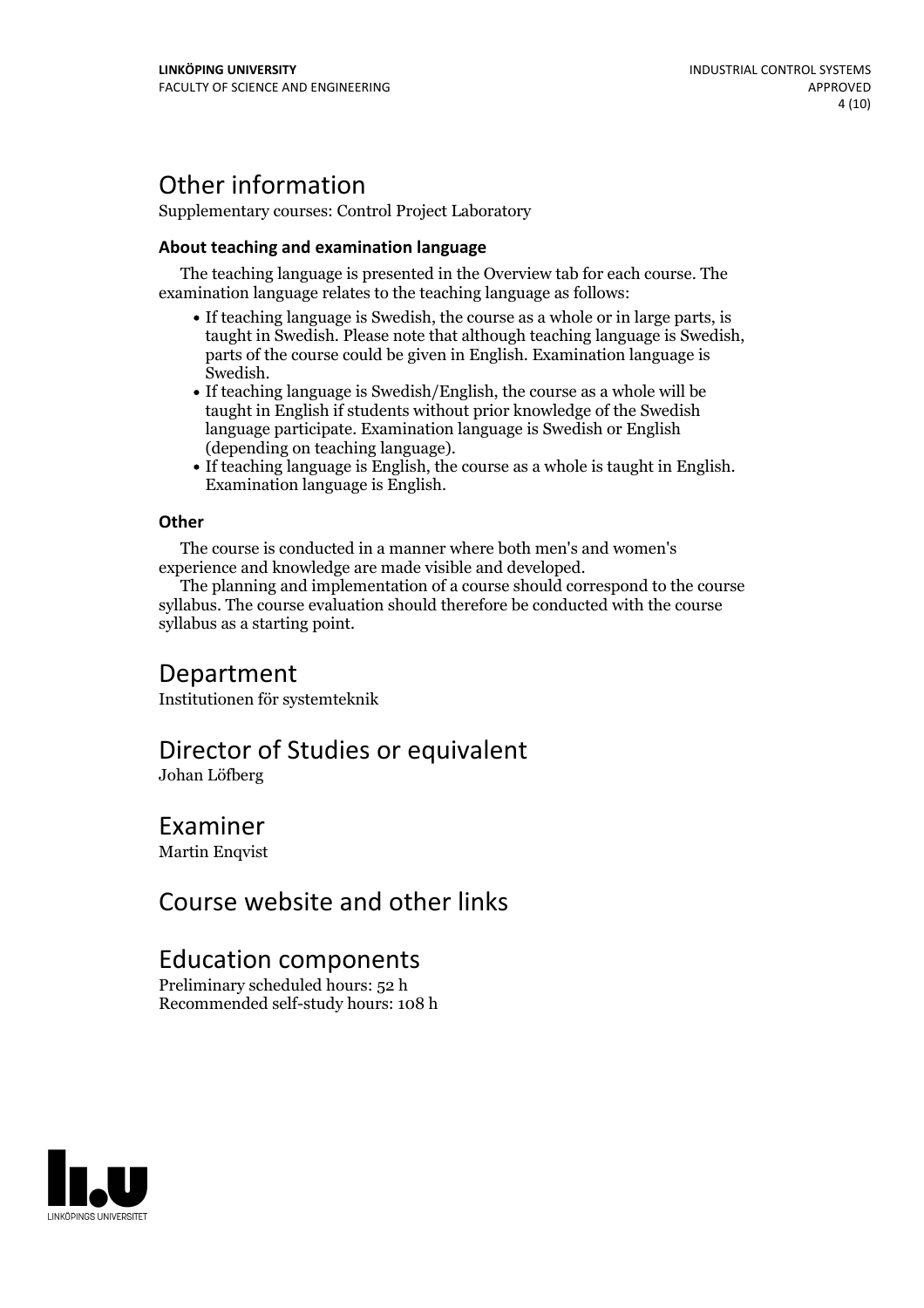# Other information

Supplementary courses: Control Project Laboratory

### About teaching and examination language

The teaching language is presented in the Overview tab for each course. The examination language relates to the teaching language as follows:

- If teaching language is Swedish, the course as a whole or in large parts, is taught in Swedish. Please note that although teaching language is Swedish, parts of the course could be given in English. Examination language is Swedish.
- If teaching language is Swedish/English, the course as a whole will be taught in English if students without prior knowledge of the Swedish language participate. Examination language is Swedish or English (depending on teaching language).
- If teaching language is English, the course as a whole is taught in English. Examination language is English.

### Other

The course is conducted in a manner where both men's and women's experience and knowledge are made visible and developed.

The planning and implementation of a course should correspond to the course syllabus. The course evaluation should therefore be conducted with the course syllabus as a starting point.

# Department

Institutionen för systemteknik

# Director of Studies or equivalent

Johan Löfberg

# Examiner

Martin Enqvist

# Course website and other links

# Education components

Preliminary scheduled hours: 52 h
Recommended self-study hours: 108 h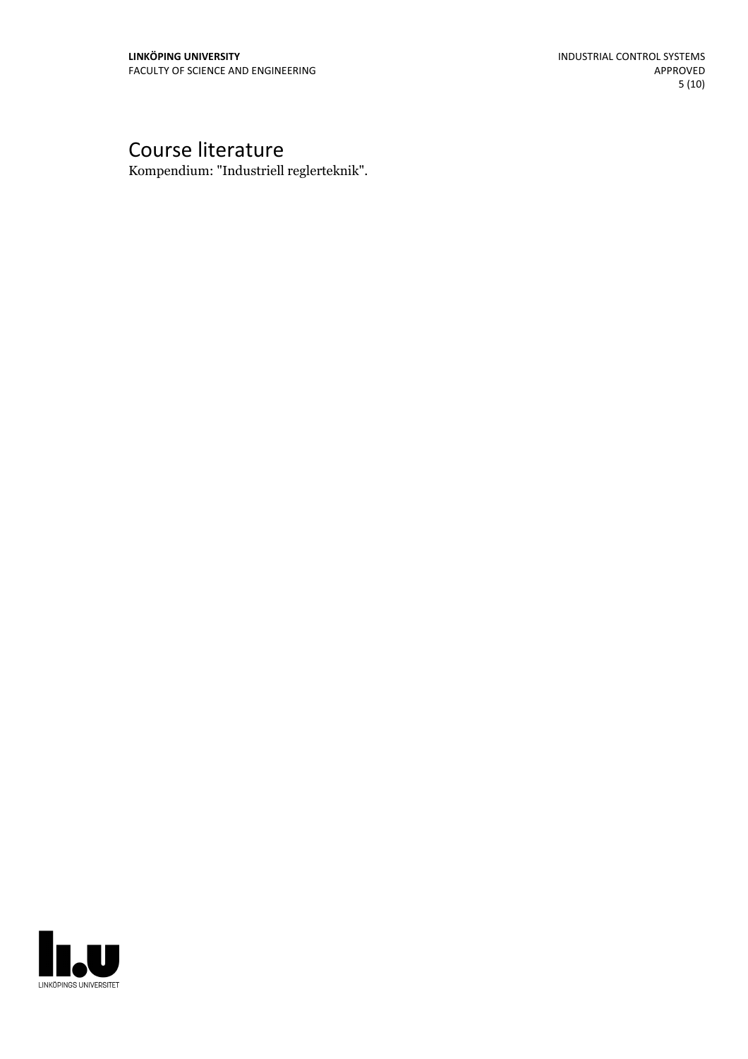# Course literature

Kompendium: "Industriell reglerteknik".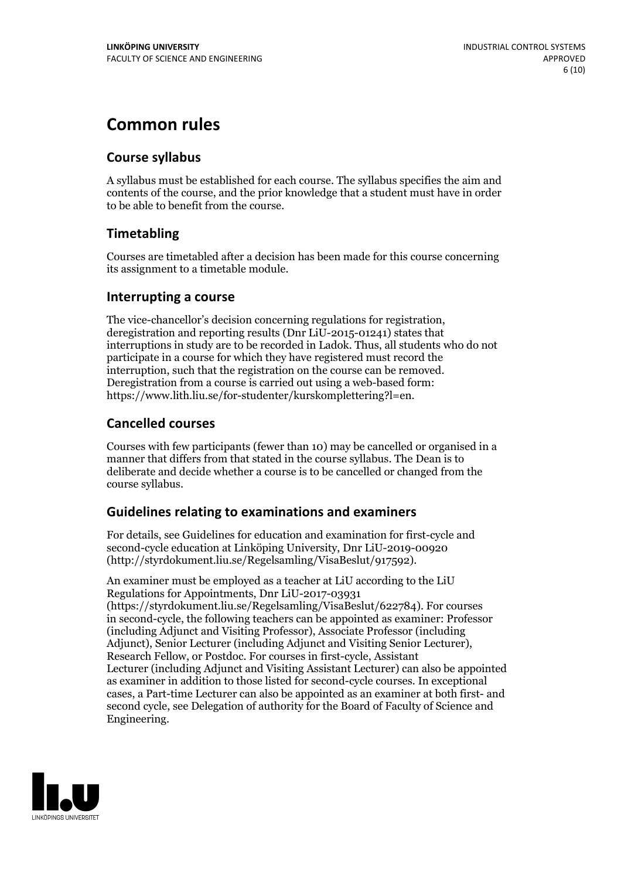# Common rules

## Course syllabus

A syllabus must be established for each course. The syllabus specifies the aim and contents of the course, and the prior knowledge that a student must have in order to be able to benefit from the course.

## Timetabling

Courses are timetabled after a decision has been made for this course concerning its assignment to a timetable module.

## Interrupting a course

The vice-chancellor's decision concerning regulations for registration, deregistration and reporting results (Dnr LiU-2015-01241) states that interruptions in study are to be recorded in Ladok. Thus, all students who do not participate in a course for which they have registered must record the interruption, such that the registration on the course can be removed. Deregistration from a course is carried out using a web-based form: https://www.lith.liu.se/for-studenter/kurskomplettering?l=en.

## Cancelled courses

Courses with few participants (fewer than 10) may be cancelled or organised in a manner that differs from that stated in the course syllabus. The Dean is to deliberate and decide whether a course is to be cancelled or changed from the course syllabus.

## Guidelines relating to examinations and examiners

For details, see Guidelines for education and examination for first-cycle and second-cycle education at Linköping University, Dnr LiU-2019-00920 (http://styrdokument.liu.se/Regelsamling/VisaBeslut/917592).

An examiner must be employed as a teacher at LiU according to the LiU Regulations for Appointments, Dnr LiU-2017-03931 (https://styrdokument.liu.se/Regelsamling/VisaBeslut/622784). For courses in second-cycle, the following teachers can be appointed as examiner: Professor (including Adjunct and Visiting Professor), Associate Professor (including Adjunct), Senior Lecturer (including Adjunct and Visiting Senior Lecturer), Research Fellow, or Postdoc. For courses in first-cycle, Assistant Lecturer (including Adjunct and Visiting Assistant Lecturer) can also be appointed as examiner in addition to those listed for second-cycle courses. In exceptional cases, a Part-time Lecturer can also be appointed as an examiner at both first- and second cycle, see Delegation of authority for the Board of Faculty of Science and Engineering.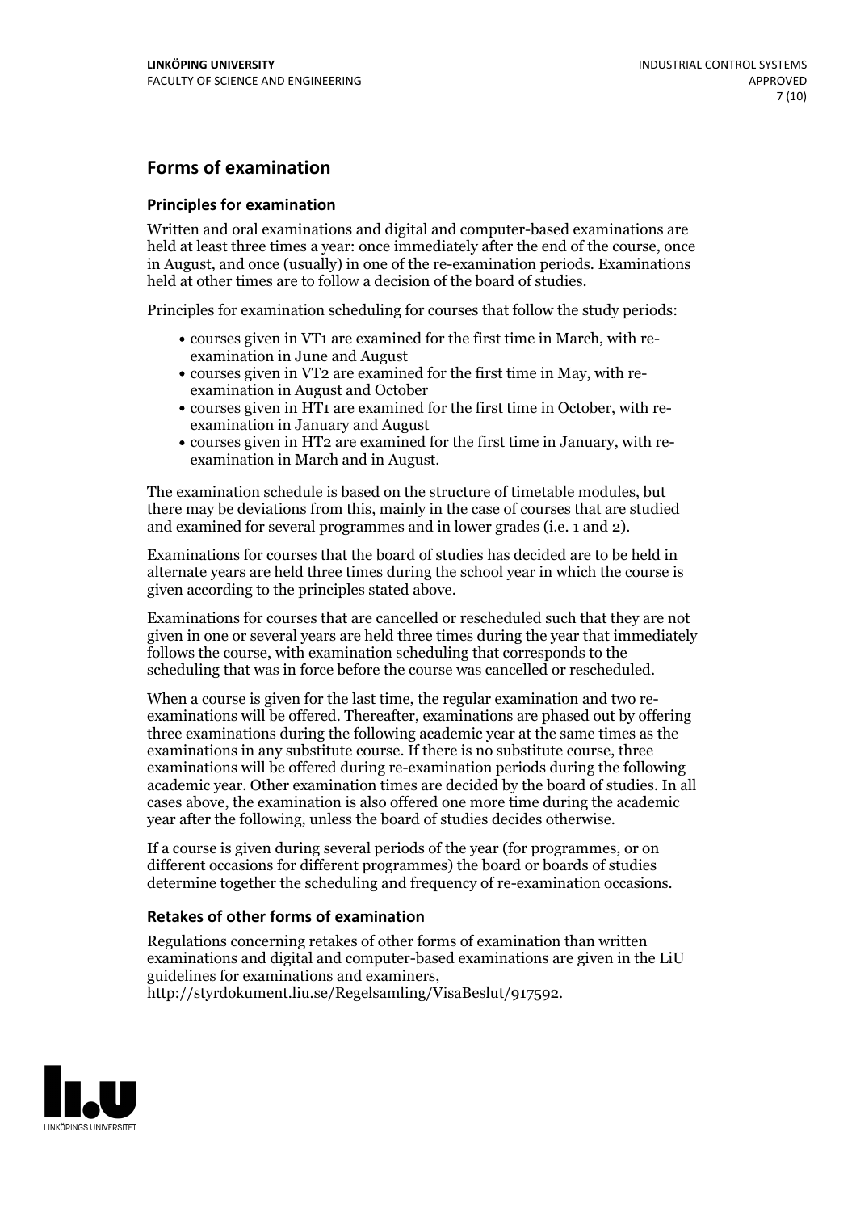## Forms of examination

### Principles for examination

Written and oral examinations and digital and computer-based examinations are held at least three times a year: once immediately after the end of the course, once in August, and once (usually) in one of the re-examination periods. Examinations held at other times are to follow a decision of the board of studies.

Principles for examination scheduling for courses that follow the study periods:

- courses given in VT1 are examined for the first time in March, with re-examination in June and August
- courses given in VT2 are examined for the first time in May, with re-examination in August and October
- courses given in HT1 are examined for the first time in October, with re-examination in January and August
- courses given in HT2 are examined for the first time in January, with re-examination in March and in August.

The examination schedule is based on the structure of timetable modules, but there may be deviations from this, mainly in the case of courses that are studied and examined for several programmes and in lower grades (i.e. 1 and 2).

Examinations for courses that the board of studies has decided are to be held in alternate years are held three times during the school year in which the course is given according to the principles stated above.

Examinations for courses that are cancelled or rescheduled such that they are not given in one or several years are held three times during the year that immediately follows the course, with examination scheduling that corresponds to the scheduling that was in force before the course was cancelled or rescheduled.

When a course is given for the last time, the regular examination and two re-examinations will be offered. Thereafter, examinations are phased out by offering three examinations during the following academic year at the same times as the examinations in any substitute course. If there is no substitute course, three examinations will be offered during re-examination periods during the following academic year. Other examination times are decided by the board of studies. In all cases above, the examination is also offered one more time during the academic year after the following, unless the board of studies decides otherwise.

If a course is given during several periods of the year (for programmes, or on different occasions for different programmes) the board or boards of studies determine together the scheduling and frequency of re-examination occasions.

### Retakes of other forms of examination

Regulations concerning retakes of other forms of examination than written examinations and digital and computer-based examinations are given in the LiU guidelines for examinations and examiners, http://styrdokument.liu.se/Regelsamling/VisaBeslut/917592.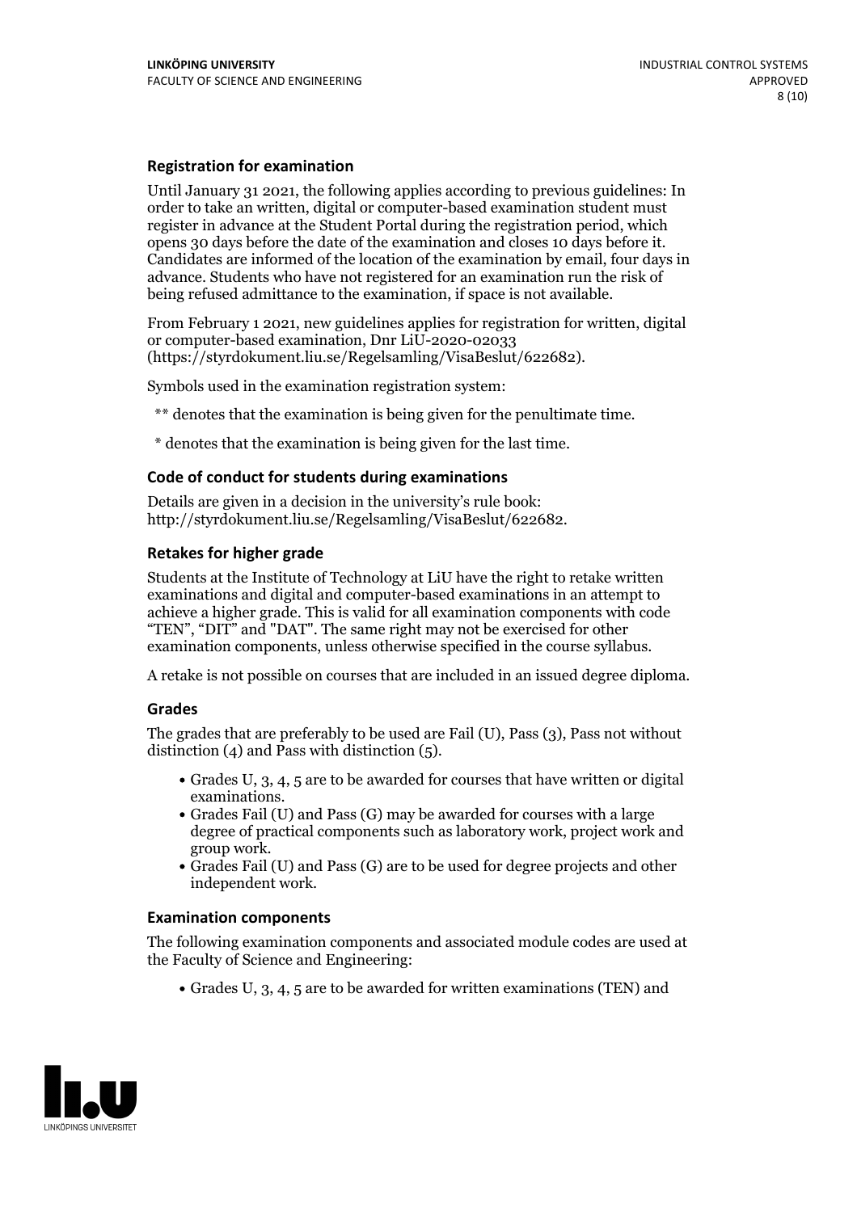### Registration for examination

Until January 31 2021, the following applies according to previous guidelines: In order to take an written, digital or computer-based examination student must register in advance at the Student Portal during the registration period, which opens 30 days before the date of the examination and closes 10 days before it. Candidates are informed of the location of the examination by email, four days in advance. Students who have not registered for an examination run the risk of being refused admittance to the examination, if space is not available.

From February 1 2021, new guidelines applies for registration for written, digital or computer-based examination, Dnr LiU-2020-02033 (https://styrdokument.liu.se/Regelsamling/VisaBeslut/622682).

Symbols used in the examination registration system:

** denotes that the examination is being given for the penultimate time.

* denotes that the examination is being given for the last time.

### Code of conduct for students during examinations

Details are given in a decision in the university's rule book: http://styrdokument.liu.se/Regelsamling/VisaBeslut/622682.

### Retakes for higher grade

Students at the Institute of Technology at LiU have the right to retake written examinations and digital and computer-based examinations in an attempt to achieve a higher grade. This is valid for all examination components with code "TEN", "DIT" and "DAT". The same right may not be exercised for other examination components, unless otherwise specified in the course syllabus.

A retake is not possible on courses that are included in an issued degree diploma.

### Grades

The grades that are preferably to be used are Fail (U), Pass (3), Pass not without distinction (4) and Pass with distinction (5).

- Grades U, 3, 4, 5 are to be awarded for courses that have written or digital examinations.
- Grades Fail (U) and Pass (G) may be awarded for courses with a large degree of practical components such as laboratory work, project work and group work.
- Grades Fail (U) and Pass (G) are to be used for degree projects and other independent work.

### Examination components

The following examination components and associated module codes are used at the Faculty of Science and Engineering:

- Grades U, 3, 4, 5 are to be awarded for written examinations (TEN) and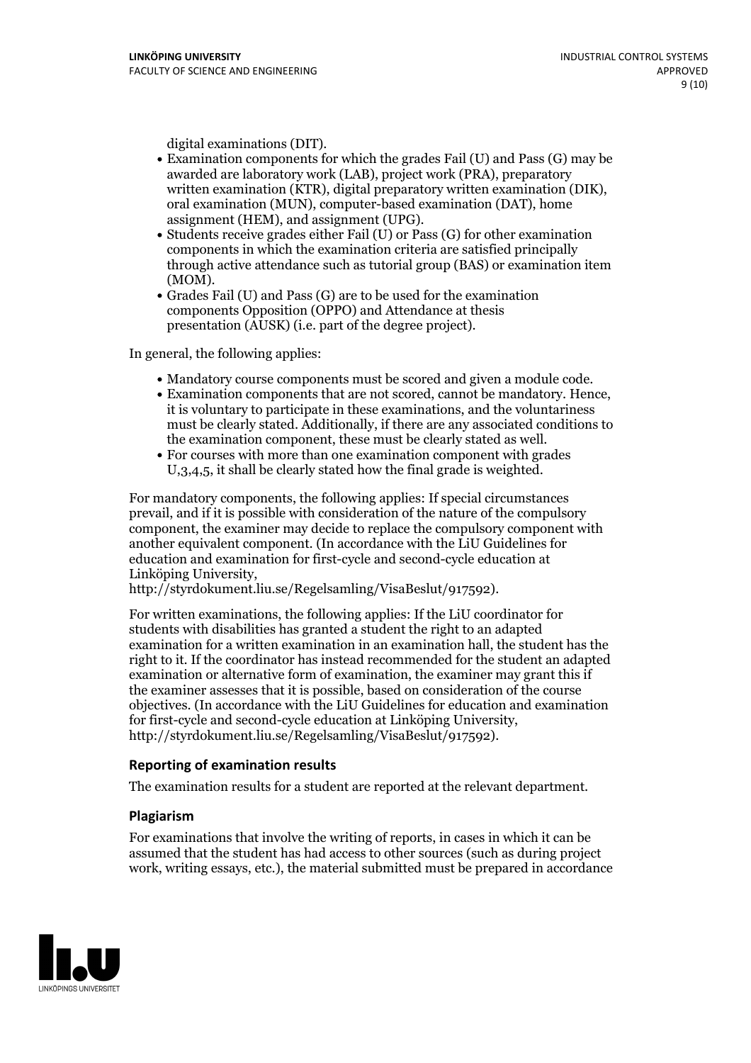digital examinations (DIT).

- Examination components for which the grades Fail (U) and Pass (G) may be awarded are laboratory work (LAB), project work (PRA), preparatory written examination (KTR), digital preparatory written examination (DIK), oral examination (MUN), computer-based examination (DAT), home assignment (HEM), and assignment (UPG).
- Students receive grades either Fail (U) or Pass (G) for other examination components in which the examination criteria are satisfied principally through active attendance such as tutorial group (BAS) or examination item (MOM).
- Grades Fail (U) and Pass (G) are to be used for the examination components Opposition (OPPO) and Attendance at thesis presentation (AUSK) (i.e. part of the degree project).

In general, the following applies:

- Mandatory course components must be scored and given a module code.
- Examination components that are not scored, cannot be mandatory. Hence, it is voluntary to participate in these examinations, and the voluntariness must be clearly stated. Additionally, if there are any associated conditions to the examination component, these must be clearly stated as well.
- For courses with more than one examination component with grades U,3,4,5, it shall be clearly stated how the final grade is weighted.

For mandatory components, the following applies: If special circumstances prevail, and if it is possible with consideration of the nature of the compulsory component, the examiner may decide to replace the compulsory component with another equivalent component. (In accordance with the LiU Guidelines for education and examination for first-cycle and second-cycle education at Linköping University, http://styrdokument.liu.se/Regelsamling/VisaBeslut/917592).

For written examinations, the following applies: If the LiU coordinator for students with disabilities has granted a student the right to an adapted examination for a written examination in an examination hall, the student has the right to it. If the coordinator has instead recommended for the student an adapted examination or alternative form of examination, the examiner may grant this if the examiner assesses that it is possible, based on consideration of the course objectives. (In accordance with the LiU Guidelines for education and examination for first-cycle and second-cycle education at Linköping University, http://styrdokument.liu.se/Regelsamling/VisaBeslut/917592).

### Reporting of examination results

The examination results for a student are reported at the relevant department.

### Plagiarism

For examinations that involve the writing of reports, in cases in which it can be assumed that the student has had access to other sources (such as during project work, writing essays, etc.), the material submitted must be prepared in accordance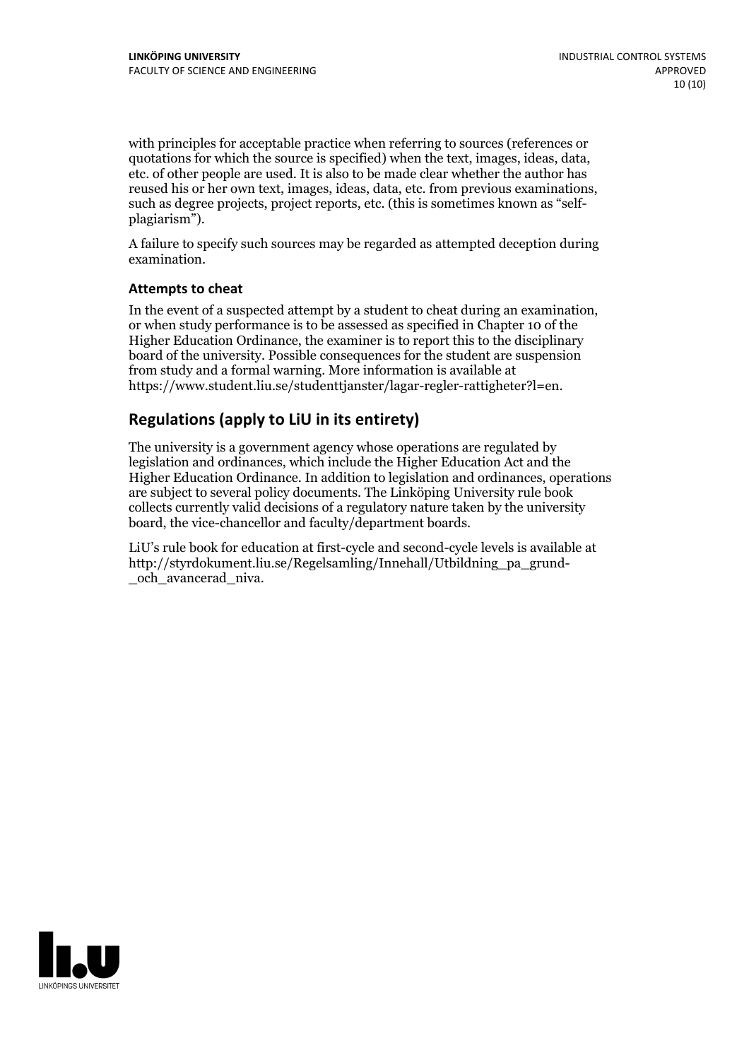with principles for acceptable practice when referring to sources (references or quotations for which the source is specified) when the text, images, ideas, data, etc. of other people are used. It is also to be made clear whether the author has reused his or her own text, images, ideas, data, etc. from previous examinations, such as degree projects, project reports, etc. (this is sometimes known as "self-plagiarism").

A failure to specify such sources may be regarded as attempted deception during examination.

### Attempts to cheat

In the event of a suspected attempt by a student to cheat during an examination, or when study performance is to be assessed as specified in Chapter 10 of the Higher Education Ordinance, the examiner is to report this to the disciplinary board of the university. Possible consequences for the student are suspension from study and a formal warning. More information is available at https://www.student.liu.se/studenttjanster/lagar-regler-rattigheter?l=en.

## Regulations (apply to LiU in its entirety)

The university is a government agency whose operations are regulated by legislation and ordinances, which include the Higher Education Act and the Higher Education Ordinance. In addition to legislation and ordinances, operations are subject to several policy documents. The Linköping University rule book collects currently valid decisions of a regulatory nature taken by the university board, the vice-chancellor and faculty/department boards.

LiU's rule book for education at first-cycle and second-cycle levels is available at http://styrdokument.liu.se/Regelsamling/Innehall/Utbildning_pa_grund-_och_avancerad_niva.